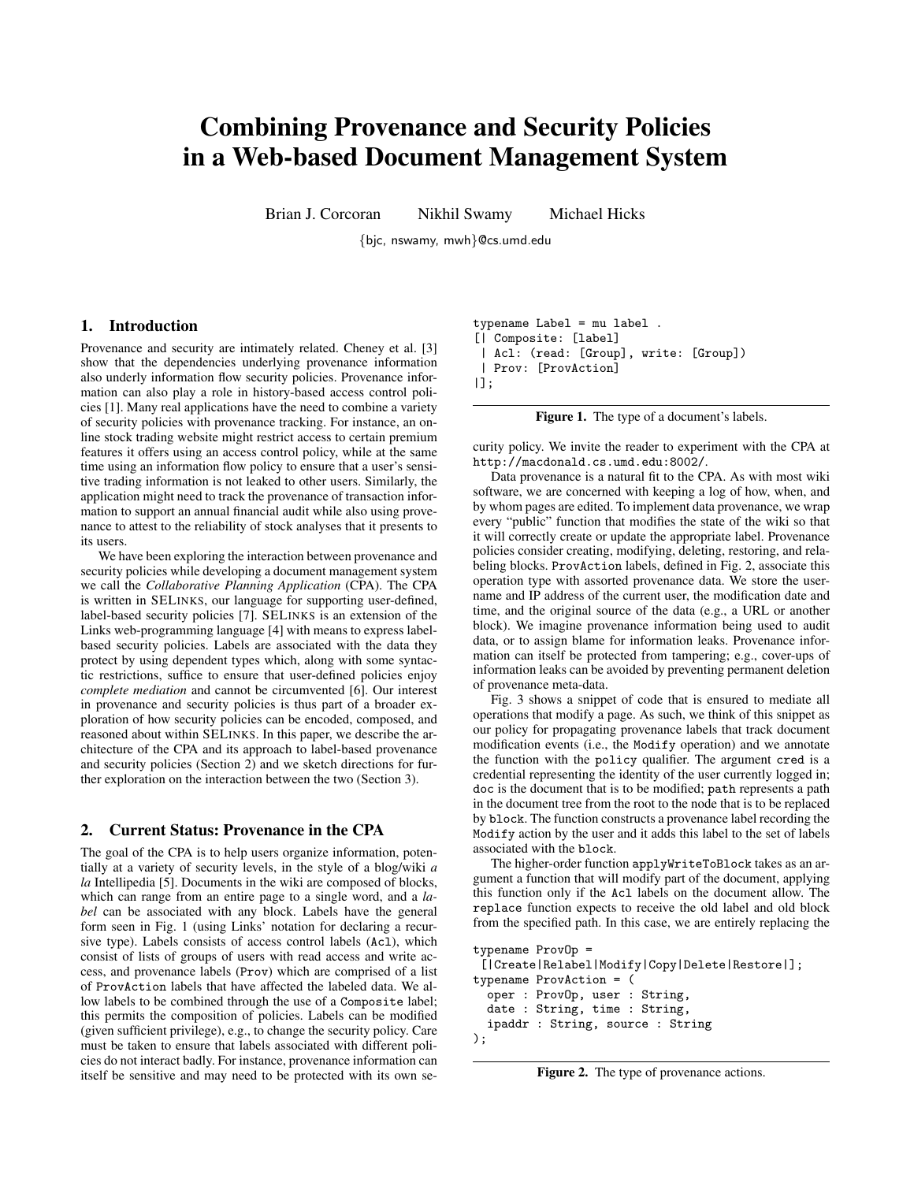# Combining Provenance and Security Policies in a Web-based Document Management System

Brian J. Corcoran     Nikhil Swamy     Michael Hicks

{bjc, nswamy, mwh}@cs.umd.edu

## 1. Introduction

Provenance and security are intimately related. Cheney et al. [3] show that the dependencies underlying provenance information also underly information flow security policies. Provenance information can also play a role in history-based access control policies [1]. Many real applications have the need to combine a variety of security policies with provenance tracking. For instance, an online stock trading website might restrict access to certain premium features it offers using an access control policy, while at the same time using an information flow policy to ensure that a user's sensitive trading information is not leaked to other users. Similarly, the application might need to track the provenance of transaction information to support an annual financial audit while also using provenance to attest to the reliability of stock analyses that it presents to its users.

We have been exploring the interaction between provenance and security policies while developing a document management system we call the *Collaborative Planning Application* (CPA). The CPA is written in SELINKS, our language for supporting user-defined, label-based security policies [7]. SELINKS is an extension of the Links web-programming language [4] with means to express label-based security policies. Labels are associated with the data they protect by using dependent types which, along with some syntactic restrictions, suffice to ensure that user-defined policies enjoy *complete mediation* and cannot be circumvented [6]. Our interest in provenance and security policies is thus part of a broader exploration of how security policies can be encoded, composed, and reasoned about within SELINKS. In this paper, we describe the architecture of the CPA and its approach to label-based provenance and security policies (Section 2) and we sketch directions for further exploration on the interaction between the two (Section 3).

## 2. Current Status: Provenance in the CPA

The goal of the CPA is to help users organize information, potentially at a variety of security levels, in the style of a blog/wiki *a la* Intellipedia [5]. Documents in the wiki are composed of blocks, which can range from an entire page to a single word, and a *label* can be associated with any block. Labels have the general form seen in Fig. 1 (using Links' notation for declaring a recursive type). Labels consists of access control labels (`Acl`), which consist of lists of groups of users with read access and write access, and provenance labels (`Prov`) which are comprised of a list of `ProvAction` labels that have affected the labeled data. We allow labels to be combined through the use of a `Composite` label; this permits the composition of policies. Labels can be modified (given sufficient privilege), e.g., to change the security policy. Care must be taken to ensure that labels associated with different policies do not interact badly. For instance, provenance information can itself be sensitive and may need to be protected with its own security policy. We invite the reader to experiment with the CPA at `http://macdonald.cs.umd.edu:8002/`.

```
typename Label = mu label .
[| Composite: [label]
 | Acl: (read: [Group], write: [Group])
 | Prov: [ProvAction]
|];
```

**Figure 1.** The type of a document's labels.

Data provenance is a natural fit to the CPA. As with most wiki software, we are concerned with keeping a log of how, when, and by whom pages are edited. To implement data provenance, we wrap every "public" function that modifies the state of the wiki so that it will correctly create or update the appropriate label. Provenance policies consider creating, modifying, deleting, restoring, and relabeling blocks. `ProvAction` labels, defined in Fig. 2, associate this operation type with assorted provenance data. We store the username and IP address of the current user, the modification date and time, and the original source of the data (e.g., a URL or another block). We imagine provenance information being used to audit data, or to assign blame for information leaks. Provenance information can itself be protected from tampering; e.g., cover-ups of information leaks can be avoided by preventing permanent deletion of provenance meta-data.

Fig. 3 shows a snippet of code that is ensured to mediate all operations that modify a page. As such, we think of this snippet as our policy for propagating provenance labels that track document modification events (i.e., the `Modify` operation) and we annotate the function with the `policy` qualifier. The argument `cred` is a credential representing the identity of the user currently logged in; `doc` is the document that is to be modified; `path` represents a path in the document tree from the root to the node that is to be replaced by `block`. The function constructs a provenance label recording the `Modify` action by the user and it adds this label to the set of labels associated with the `block`.

The higher-order function `applyWriteToBlock` takes as an argument a function that will modify part of the document, applying this function only if the `Acl` labels on the document allow. The `replace` function expects to receive the old label and old block from the specified path. In this case, we are entirely replacing the

```
typename ProvOp =
 [|Create|Relabel|Modify|Copy|Delete|Restore|];
typename ProvAction = (
  oper : ProvOp, user : String,
  date : String, time : String,
  ipaddr : String, source : String
);
```

**Figure 2.** The type of provenance actions.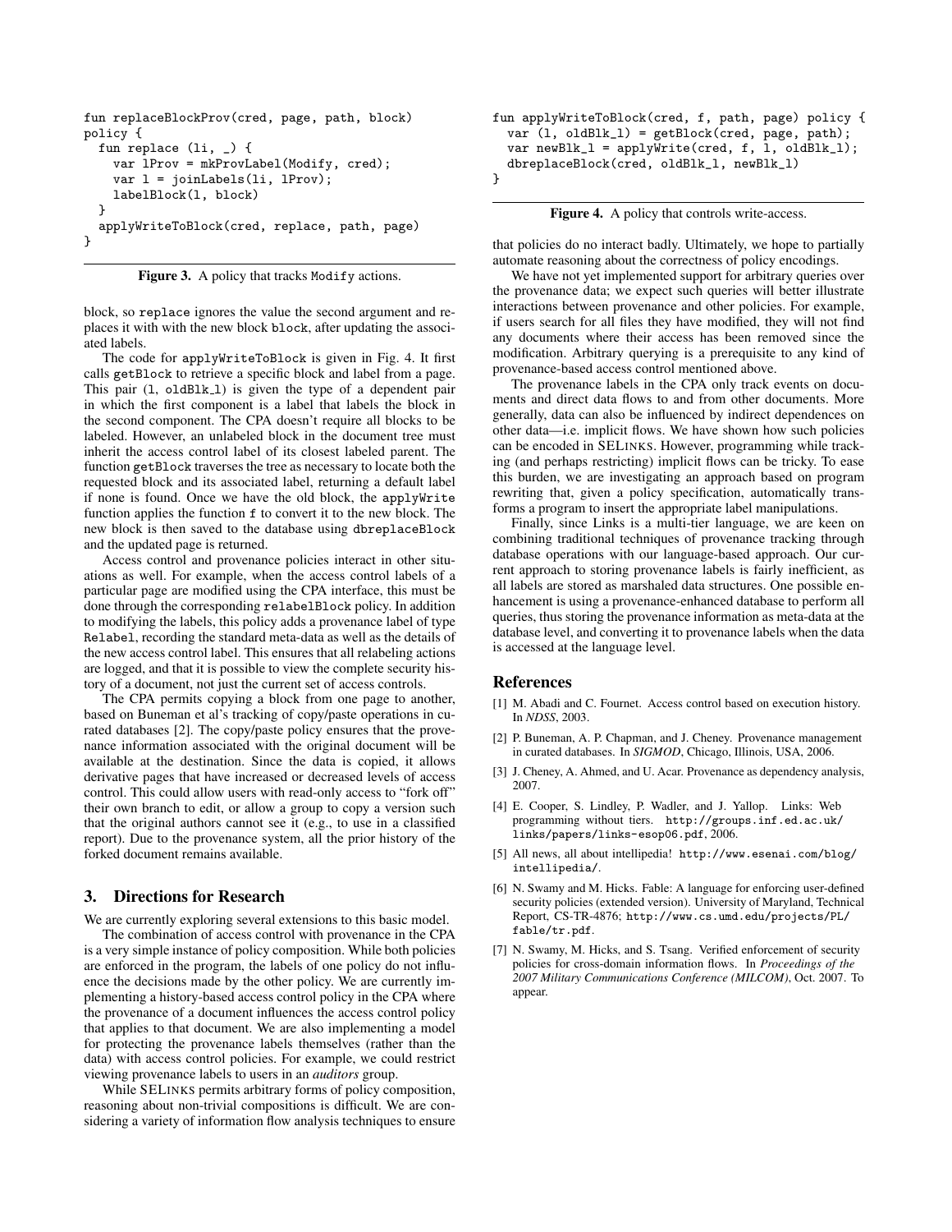```
fun replaceBlockProv(cred, page, path, block)
policy {
  fun replace (li, _) {
    var lProv = mkProvLabel(Modify, cred);
    var l = joinLabels(li, lProv);
    labelBlock(l, block)
  }
  applyWriteToBlock(cred, replace, path, page)
}
```

**Figure 3.** A policy that tracks Modify actions.

block, so replace ignores the value the second argument and replaces it with with the new block block, after updating the associated labels.

The code for applyWriteToBlock is given in Fig. 4. It first calls getBlock to retrieve a specific block and label from a page. This pair (l, oldBlk_l) is given the type of a dependent pair in which the first component is a label that labels the block in the second component. The CPA doesn't require all blocks to be labeled. However, an unlabeled block in the document tree must inherit the access control label of its closest labeled parent. The function getBlock traverses the tree as necessary to locate both the requested block and its associated label, returning a default label if none is found. Once we have the old block, the applyWrite function applies the function f to convert it to the new block. The new block is then saved to the database using dbreplaceBlock and the updated page is returned.

Access control and provenance policies interact in other situations as well. For example, when the access control labels of a particular page are modified using the CPA interface, this must be done through the corresponding relabelBlock policy. In addition to modifying the labels, this policy adds a provenance label of type Relabel, recording the standard meta-data as well as the details of the new access control label. This ensures that all relabeling actions are logged, and that it is possible to view the complete security history of a document, not just the current set of access controls.

The CPA permits copying a block from one page to another, based on Buneman et al's tracking of copy/paste operations in curated databases [2]. The copy/paste policy ensures that the provenance information associated with the original document will be available at the destination. Since the data is copied, it allows derivative pages that have increased or decreased levels of access control. This could allow users with read-only access to "fork off" their own branch to edit, or allow a group to copy a version such that the original authors cannot see it (e.g., to use in a classified report). Due to the provenance system, all the prior history of the forked document remains available.

## 3. Directions for Research

We are currently exploring several extensions to this basic model.

The combination of access control with provenance in the CPA is a very simple instance of policy composition. While both policies are enforced in the program, the labels of one policy do not influence the decisions made by the other policy. We are currently implementing a history-based access control policy in the CPA where the provenance of a document influences the access control policy that applies to that document. We are also implementing a model for protecting the provenance labels themselves (rather than the data) with access control policies. For example, we could restrict viewing provenance labels to users in an *auditors* group.

While SELINKS permits arbitrary forms of policy composition, reasoning about non-trivial compositions is difficult. We are considering a variety of information flow analysis techniques to ensure

```
fun applyWriteToBlock(cred, f, path, page) policy {
  var (l, oldBlk_l) = getBlock(cred, page, path);
  var newBlk_l = applyWrite(cred, f, l, oldBlk_l);
  dbreplaceBlock(cred, oldBlk_l, newBlk_l)
}
```

**Figure 4.** A policy that controls write-access.

that policies do no interact badly. Ultimately, we hope to partially automate reasoning about the correctness of policy encodings.

We have not yet implemented support for arbitrary queries over the provenance data; we expect such queries will better illustrate interactions between provenance and other policies. For example, if users search for all files they have modified, they will not find any documents where their access has been removed since the modification. Arbitrary querying is a prerequisite to any kind of provenance-based access control mentioned above.

The provenance labels in the CPA only track events on documents and direct data flows to and from other documents. More generally, data can also be influenced by indirect dependences on other data—i.e. implicit flows. We have shown how such policies can be encoded in SELINKS. However, programming while tracking (and perhaps restricting) implicit flows can be tricky. To ease this burden, we are investigating an approach based on program rewriting that, given a policy specification, automatically transforms a program to insert the appropriate label manipulations.

Finally, since Links is a multi-tier language, we are keen on combining traditional techniques of provenance tracking through database operations with our language-based approach. Our current approach to storing provenance labels is fairly inefficient, as all labels are stored as marshaled data structures. One possible enhancement is using a provenance-enhanced database to perform all queries, thus storing the provenance information as meta-data at the database level, and converting it to provenance labels when the data is accessed at the language level.

## References

[1] M. Abadi and C. Fournet. Access control based on execution history. In *NDSS*, 2003.

[2] P. Buneman, A. P. Chapman, and J. Cheney. Provenance management in curated databases. In *SIGMOD*, Chicago, Illinois, USA, 2006.

[3] J. Cheney, A. Ahmed, and U. Acar. Provenance as dependency analysis, 2007.

[4] E. Cooper, S. Lindley, P. Wadler, and J. Yallop. Links: Web programming without tiers. http://groups.inf.ed.ac.uk/links/papers/links-esop06.pdf, 2006.

[5] All news, all about intellipedia! http://www.esenai.com/blog/intellipedia/.

[6] N. Swamy and M. Hicks. Fable: A language for enforcing user-defined security policies (extended version). University of Maryland, Technical Report, CS-TR-4876; http://www.cs.umd.edu/projects/PL/fable/tr.pdf.

[7] N. Swamy, M. Hicks, and S. Tsang. Verified enforcement of security policies for cross-domain information flows. In *Proceedings of the 2007 Military Communications Conference (MILCOM)*, Oct. 2007. To appear.